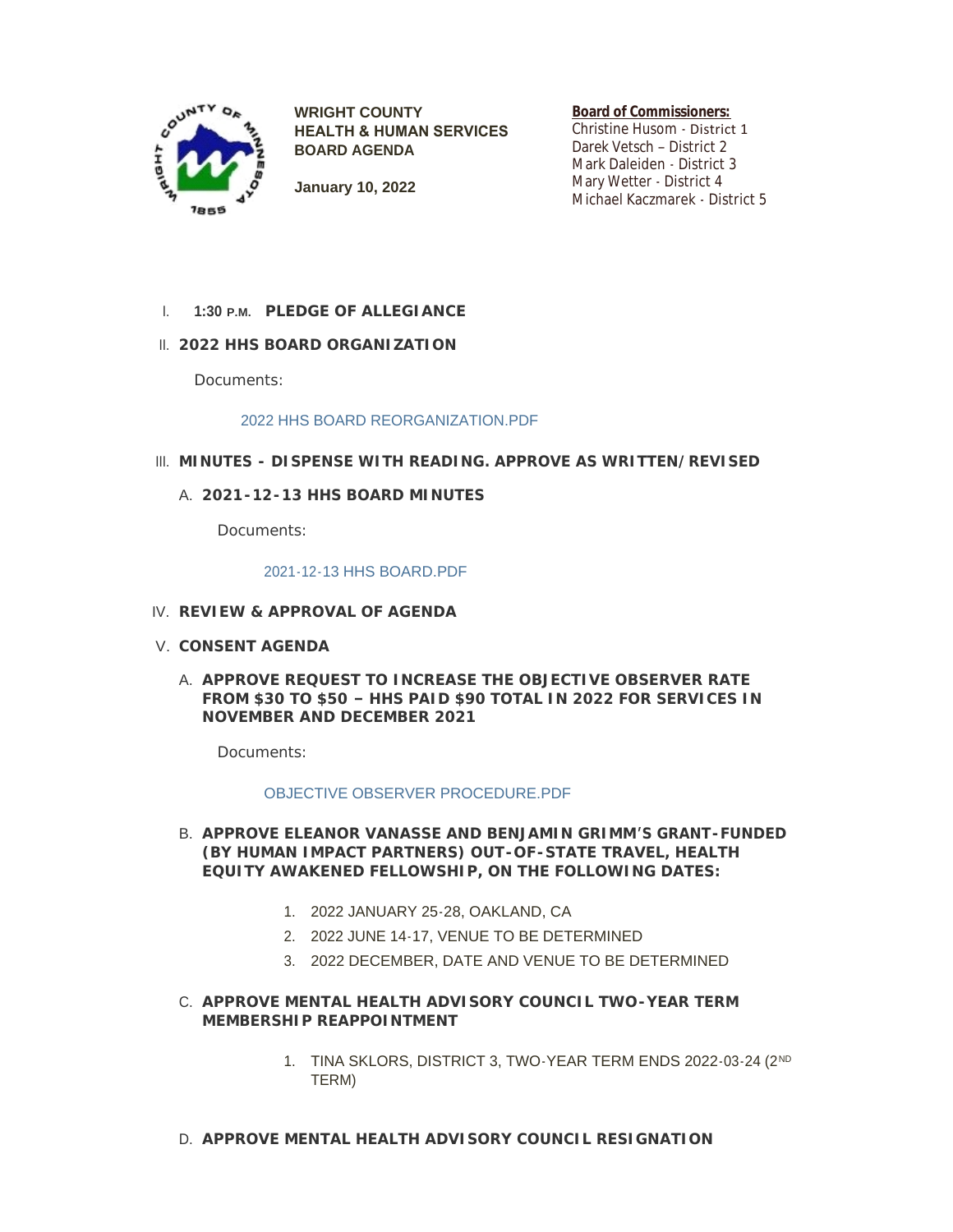**WRIGHT COUNTY**
**HEALTH & HUMAN SERVICES**
**BOARD AGENDA**

**January 10, 2022**

**Board of Commissioners:**
Christine Husom - District 1
Darek Vetsch – District 2
Mark Daleiden - District 3
Mary Wetter - District 4
Michael Kaczmarek - District 5

I. **1:30 P.M. PLEDGE OF ALLEGIANCE**

II. **2022 HHS BOARD ORGANIZATION**

Documents:

2022 HHS BOARD REORGANIZATION.PDF

III. **MINUTES - DISPENSE WITH READING. APPROVE AS WRITTEN/REVISED**

A. **2021-12-13 HHS BOARD MINUTES**

Documents:

2021-12-13 HHS BOARD.PDF

IV. **REVIEW & APPROVAL OF AGENDA**

V. **CONSENT AGENDA**

A. **APPROVE REQUEST TO INCREASE THE OBJECTIVE OBSERVER RATE FROM $30 TO $50 – HHS PAID $90 TOTAL IN 2022 FOR SERVICES IN NOVEMBER AND DECEMBER 2021**

Documents:

OBJECTIVE OBSERVER PROCEDURE.PDF

B. **APPROVE ELEANOR VANASSE AND BENJAMIN GRIMM'S GRANT-FUNDED (BY HUMAN IMPACT PARTNERS) OUT-OF-STATE TRAVEL, HEALTH EQUITY AWAKENED FELLOWSHIP, ON THE FOLLOWING DATES:**

1. 2022 JANUARY 25-28, OAKLAND, CA
2. 2022 JUNE 14-17, VENUE TO BE DETERMINED
3. 2022 DECEMBER, DATE AND VENUE TO BE DETERMINED

C. **APPROVE MENTAL HEALTH ADVISORY COUNCIL TWO-YEAR TERM MEMBERSHIP REAPPOINTMENT**

1. TINA SKLORS, DISTRICT 3, TWO-YEAR TERM ENDS 2022-03-24 (2ND TERM)

D. **APPROVE MENTAL HEALTH ADVISORY COUNCIL RESIGNATION**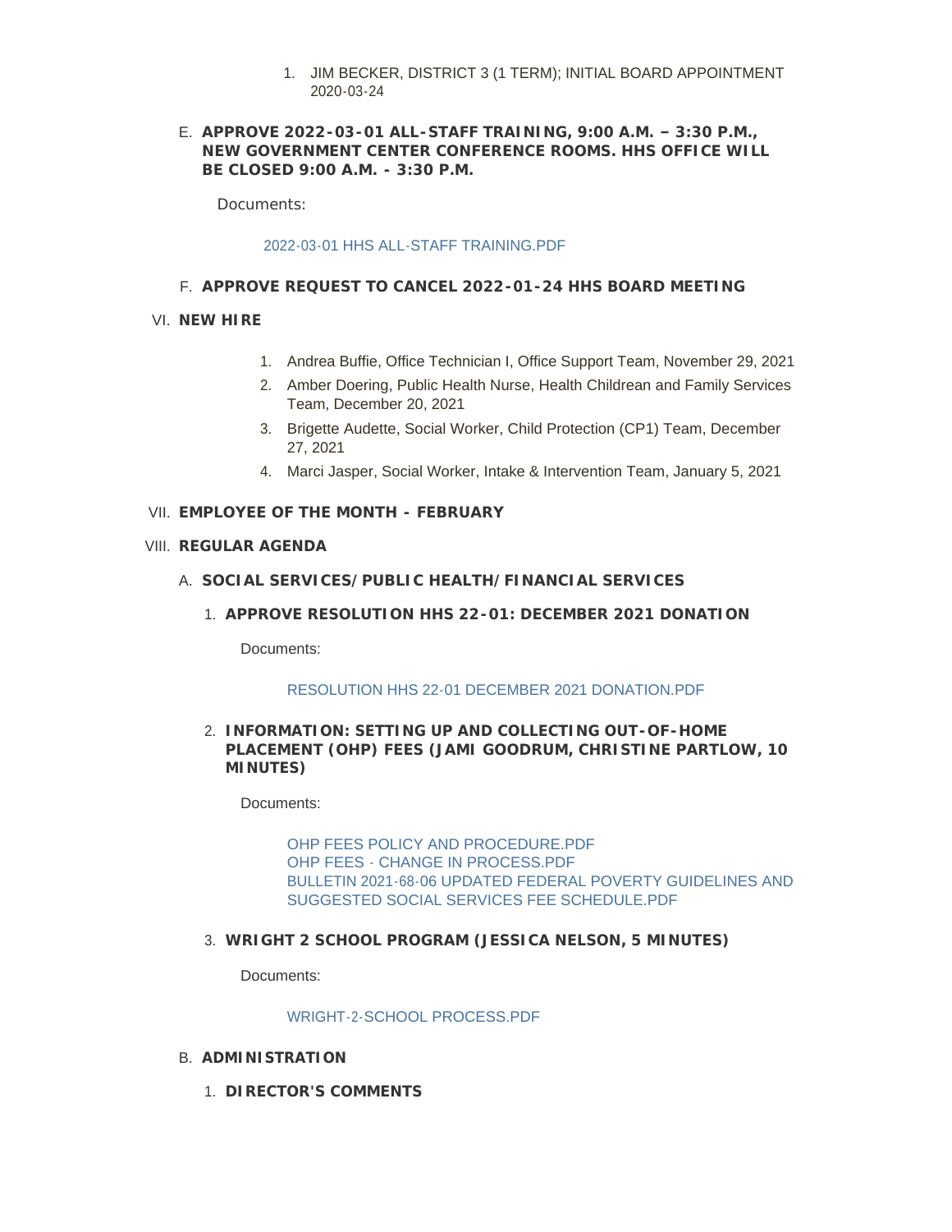1. JIM BECKER, DISTRICT 3 (1 TERM); INITIAL BOARD APPOINTMENT 2020-03-24

E. **APPROVE 2022-03-01 ALL-STAFF TRAINING, 9:00 A.M. – 3:30 P.M., NEW GOVERNMENT CENTER CONFERENCE ROOMS. HHS OFFICE WILL BE CLOSED 9:00 A.M. - 3:30 P.M.**

Documents:

2022-03-01 HHS ALL-STAFF TRAINING.PDF

F. **APPROVE REQUEST TO CANCEL 2022-01-24 HHS BOARD MEETING**

VI. **NEW HIRE**

1. Andrea Buffie, Office Technician I, Office Support Team, November 29, 2021
2. Amber Doering, Public Health Nurse, Health Childrean and Family Services Team, December 20, 2021
3. Brigette Audette, Social Worker, Child Protection (CP1) Team, December 27, 2021
4. Marci Jasper, Social Worker, Intake & Intervention Team, January 5, 2021

VII. **EMPLOYEE OF THE MONTH - FEBRUARY**

VIII. **REGULAR AGENDA**

A. **SOCIAL SERVICES/PUBLIC HEALTH/FINANCIAL SERVICES**

1. **APPROVE RESOLUTION HHS 22-01: DECEMBER 2021 DONATION**

Documents:

RESOLUTION HHS 22-01 DECEMBER 2021 DONATION.PDF

2. **INFORMATION: SETTING UP AND COLLECTING OUT-OF-HOME PLACEMENT (OHP) FEES (JAMI GOODRUM, CHRISTINE PARTLOW, 10 MINUTES)**

Documents:

OHP FEES POLICY AND PROCEDURE.PDF
OHP FEES - CHANGE IN PROCESS.PDF
BULLETIN 2021-68-06 UPDATED FEDERAL POVERTY GUIDELINES AND SUGGESTED SOCIAL SERVICES FEE SCHEDULE.PDF

3. **WRIGHT 2 SCHOOL PROGRAM (JESSICA NELSON, 5 MINUTES)**

Documents:

WRIGHT-2-SCHOOL PROCESS.PDF

B. **ADMINISTRATION**

1. **DIRECTOR'S COMMENTS**